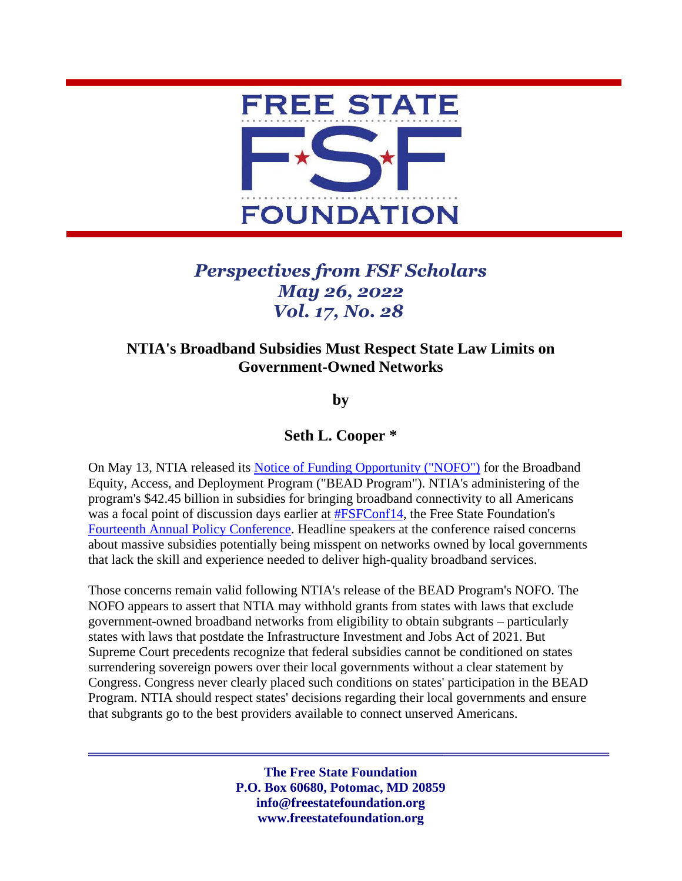FREE STATE FSF FOUNDATION

*Perspectives from FSF Scholars*
*May 26, 2022*
*Vol. 17, No. 28*

# NTIA's Broadband Subsidies Must Respect State Law Limits on Government-Owned Networks

**by**

**Seth L. Cooper \***

On May 13, NTIA released its Notice of Funding Opportunity ("NOFO") for the Broadband Equity, Access, and Deployment Program ("BEAD Program"). NTIA's administering of the program's $42.45 billion in subsidies for bringing broadband connectivity to all Americans was a focal point of discussion days earlier at #FSFConf14, the Free State Foundation's Fourteenth Annual Policy Conference. Headline speakers at the conference raised concerns about massive subsidies potentially being misspent on networks owned by local governments that lack the skill and experience needed to deliver high-quality broadband services.

Those concerns remain valid following NTIA's release of the BEAD Program's NOFO. The NOFO appears to assert that NTIA may withhold grants from states with laws that exclude government-owned broadband networks from eligibility to obtain subgrants – particularly states with laws that postdate the Infrastructure Investment and Jobs Act of 2021. But Supreme Court precedents recognize that federal subsidies cannot be conditioned on states surrendering sovereign powers over their local governments without a clear statement by Congress. Congress never clearly placed such conditions on states' participation in the BEAD Program. NTIA should respect states' decisions regarding their local governments and ensure that subgrants go to the best providers available to connect unserved Americans.

---

**The Free State Foundation**
**P.O. Box 60680, Potomac, MD 20859**
**info@freestatefoundation.org**
**www.freestatefoundation.org**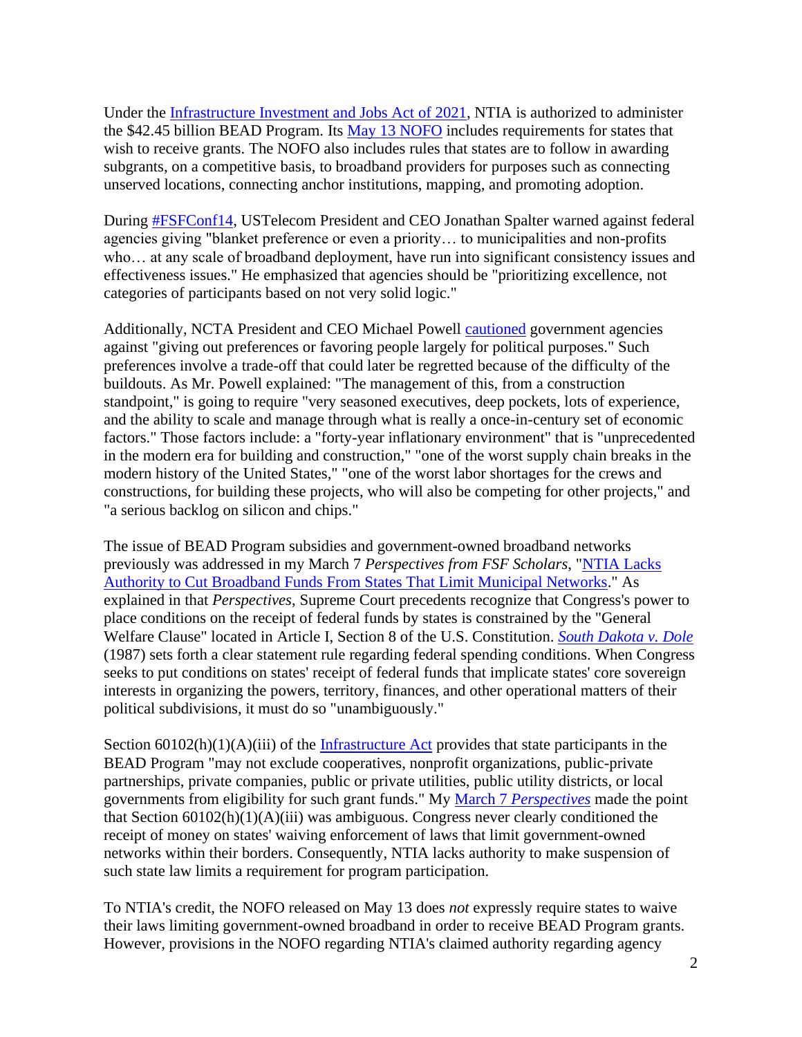Under the [Infrastructure Investment and Jobs Act of 2021](), NTIA is authorized to administer the $42.45 billion BEAD Program. Its [May 13 NOFO]() includes requirements for states that wish to receive grants. The NOFO also includes rules that states are to follow in awarding subgrants, on a competitive basis, to broadband providers for purposes such as connecting unserved locations, connecting anchor institutions, mapping, and promoting adoption.

During [#FSFConf14](), USTelecom President and CEO Jonathan Spalter warned against federal agencies giving "blanket preference or even a priority… to municipalities and non-profits who… at any scale of broadband deployment, have run into significant consistency issues and effectiveness issues." He emphasized that agencies should be "prioritizing excellence, not categories of participants based on not very solid logic."

Additionally, NCTA President and CEO Michael Powell [cautioned]() government agencies against "giving out preferences or favoring people largely for political purposes." Such preferences involve a trade-off that could later be regretted because of the difficulty of the buildouts. As Mr. Powell explained: "The management of this, from a construction standpoint," is going to require "very seasoned executives, deep pockets, lots of experience, and the ability to scale and manage through what is really a once-in-century set of economic factors." Those factors include: a "forty-year inflationary environment" that is "unprecedented in the modern era for building and construction," "one of the worst supply chain breaks in the modern history of the United States," "one of the worst labor shortages for the crews and constructions, for building these projects, who will also be competing for other projects," and "a serious backlog on silicon and chips."

The issue of BEAD Program subsidies and government-owned broadband networks previously was addressed in my March 7 *Perspectives from FSF Scholars*, "[NTIA Lacks Authority to Cut Broadband Funds From States That Limit Municipal Networks]()." As explained in that *Perspectives*, Supreme Court precedents recognize that Congress's power to place conditions on the receipt of federal funds by states is constrained by the "General Welfare Clause" located in Article I, Section 8 of the U.S. Constitution. [*South Dakota v. Dole*]() (1987) sets forth a clear statement rule regarding federal spending conditions. When Congress seeks to put conditions on states' receipt of federal funds that implicate states' core sovereign interests in organizing the powers, territory, finances, and other operational matters of their political subdivisions, it must do so "unambiguously."

Section 60102(h)(1)(A)(iii) of the [Infrastructure Act]() provides that state participants in the BEAD Program "may not exclude cooperatives, nonprofit organizations, public-private partnerships, private companies, public or private utilities, public utility districts, or local governments from eligibility for such grant funds." My [March 7 *Perspectives*]() made the point that Section 60102(h)(1)(A)(iii) was ambiguous. Congress never clearly conditioned the receipt of money on states' waiving enforcement of laws that limit government-owned networks within their borders. Consequently, NTIA lacks authority to make suspension of such state law limits a requirement for program participation.

To NTIA's credit, the NOFO released on May 13 does *not* expressly require states to waive their laws limiting government-owned broadband in order to receive BEAD Program grants. However, provisions in the NOFO regarding NTIA's claimed authority regarding agency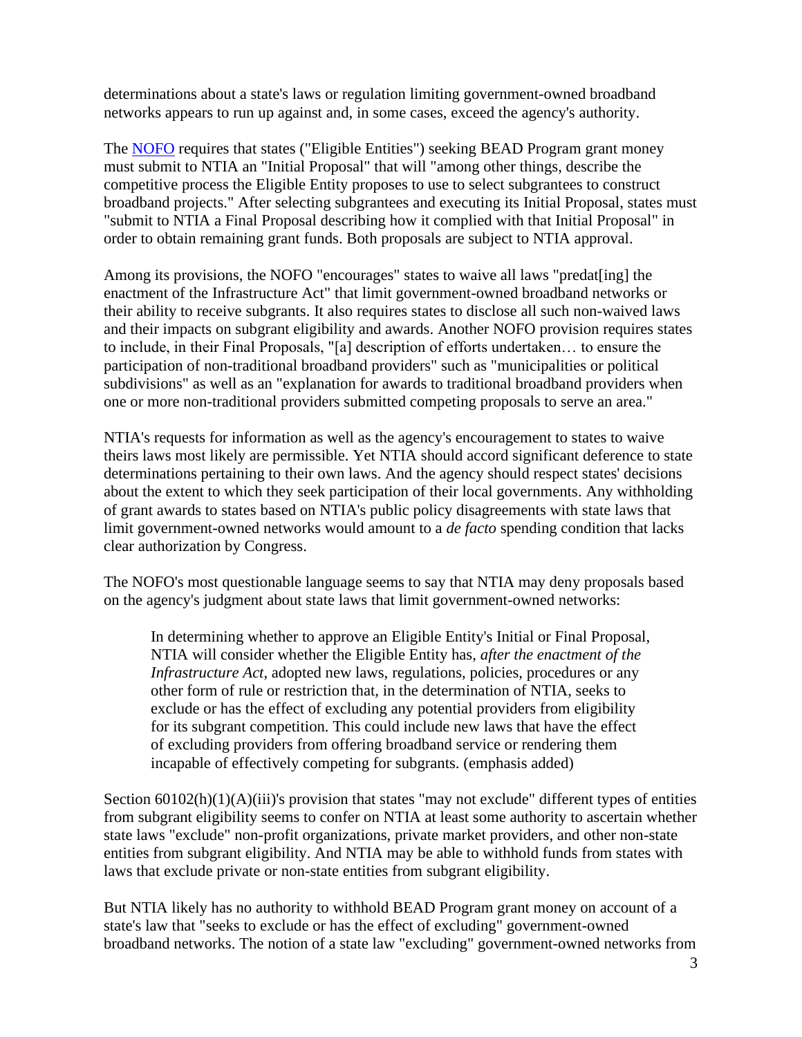determinations about a state's laws or regulation limiting government-owned broadband networks appears to run up against and, in some cases, exceed the agency's authority.

The NOFO requires that states ("Eligible Entities") seeking BEAD Program grant money must submit to NTIA an "Initial Proposal" that will "among other things, describe the competitive process the Eligible Entity proposes to use to select subgrantees to construct broadband projects." After selecting subgrantees and executing its Initial Proposal, states must "submit to NTIA a Final Proposal describing how it complied with that Initial Proposal" in order to obtain remaining grant funds. Both proposals are subject to NTIA approval.

Among its provisions, the NOFO "encourages" states to waive all laws "predat[ing] the enactment of the Infrastructure Act" that limit government-owned broadband networks or their ability to receive subgrants. It also requires states to disclose all such non-waived laws and their impacts on subgrant eligibility and awards. Another NOFO provision requires states to include, in their Final Proposals, "[a] description of efforts undertaken… to ensure the participation of non-traditional broadband providers" such as "municipalities or political subdivisions" as well as an "explanation for awards to traditional broadband providers when one or more non-traditional providers submitted competing proposals to serve an area."

NTIA's requests for information as well as the agency's encouragement to states to waive theirs laws most likely are permissible. Yet NTIA should accord significant deference to state determinations pertaining to their own laws. And the agency should respect states' decisions about the extent to which they seek participation of their local governments. Any withholding of grant awards to states based on NTIA's public policy disagreements with state laws that limit government-owned networks would amount to a *de facto* spending condition that lacks clear authorization by Congress.

The NOFO's most questionable language seems to say that NTIA may deny proposals based on the agency's judgment about state laws that limit government-owned networks:

> In determining whether to approve an Eligible Entity's Initial or Final Proposal, NTIA will consider whether the Eligible Entity has, *after the enactment of the Infrastructure Act*, adopted new laws, regulations, policies, procedures or any other form of rule or restriction that, in the determination of NTIA, seeks to exclude or has the effect of excluding any potential providers from eligibility for its subgrant competition. This could include new laws that have the effect of excluding providers from offering broadband service or rendering them incapable of effectively competing for subgrants. (emphasis added)

Section 60102(h)(1)(A)(iii)'s provision that states "may not exclude" different types of entities from subgrant eligibility seems to confer on NTIA at least some authority to ascertain whether state laws "exclude" non-profit organizations, private market providers, and other non-state entities from subgrant eligibility. And NTIA may be able to withhold funds from states with laws that exclude private or non-state entities from subgrant eligibility.

But NTIA likely has no authority to withhold BEAD Program grant money on account of a state's law that "seeks to exclude or has the effect of excluding" government-owned broadband networks. The notion of a state law "excluding" government-owned networks from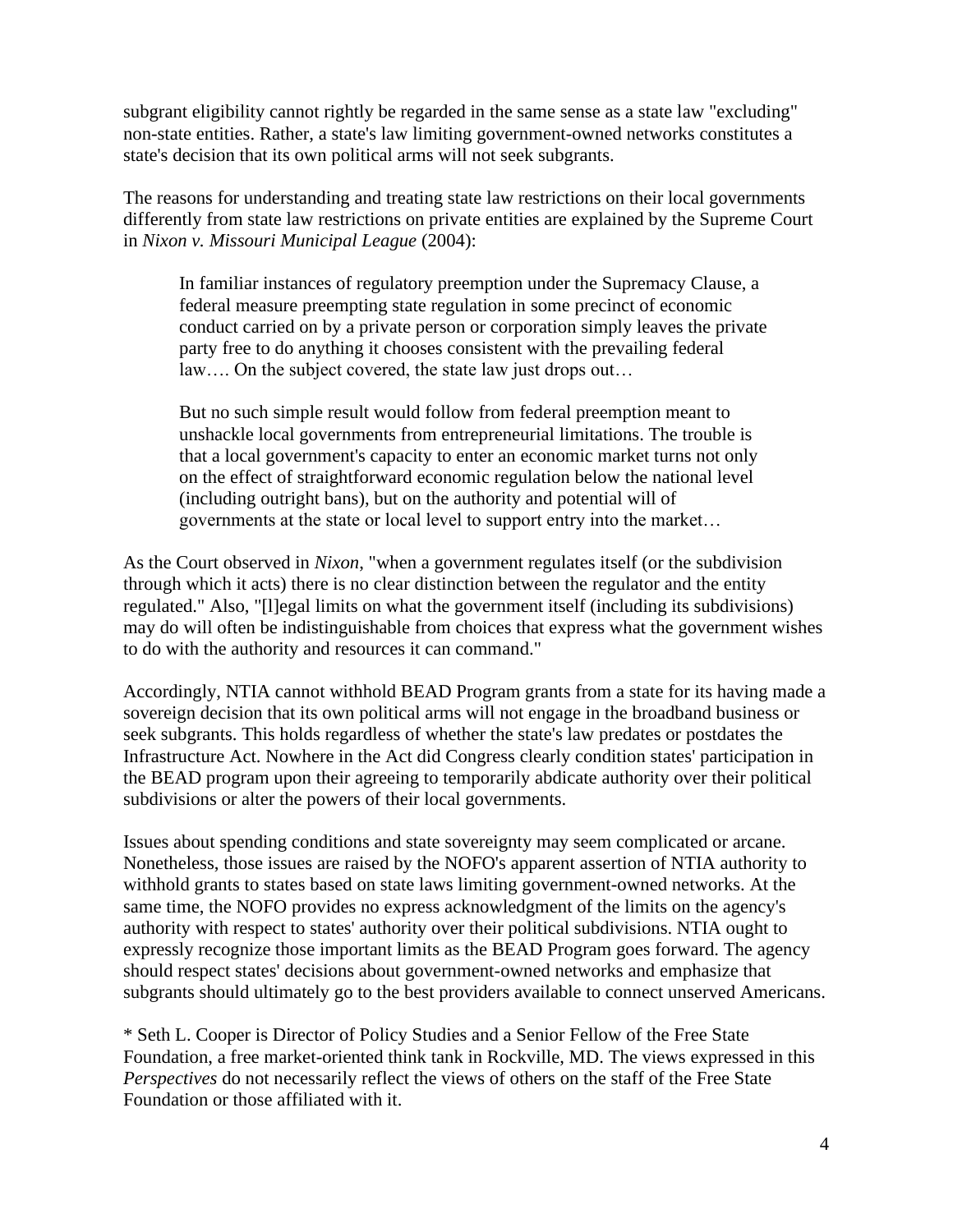subgrant eligibility cannot rightly be regarded in the same sense as a state law "excluding" non-state entities. Rather, a state's law limiting government-owned networks constitutes a state's decision that its own political arms will not seek subgrants.

The reasons for understanding and treating state law restrictions on their local governments differently from state law restrictions on private entities are explained by the Supreme Court in *Nixon v. Missouri Municipal League* (2004):

> In familiar instances of regulatory preemption under the Supremacy Clause, a federal measure preempting state regulation in some precinct of economic conduct carried on by a private person or corporation simply leaves the private party free to do anything it chooses consistent with the prevailing federal law…. On the subject covered, the state law just drops out…
>
> But no such simple result would follow from federal preemption meant to unshackle local governments from entrepreneurial limitations. The trouble is that a local government's capacity to enter an economic market turns not only on the effect of straightforward economic regulation below the national level (including outright bans), but on the authority and potential will of governments at the state or local level to support entry into the market…

As the Court observed in *Nixon*, "when a government regulates itself (or the subdivision through which it acts) there is no clear distinction between the regulator and the entity regulated." Also, "[l]egal limits on what the government itself (including its subdivisions) may do will often be indistinguishable from choices that express what the government wishes to do with the authority and resources it can command."

Accordingly, NTIA cannot withhold BEAD Program grants from a state for its having made a sovereign decision that its own political arms will not engage in the broadband business or seek subgrants. This holds regardless of whether the state's law predates or postdates the Infrastructure Act. Nowhere in the Act did Congress clearly condition states' participation in the BEAD program upon their agreeing to temporarily abdicate authority over their political subdivisions or alter the powers of their local governments.

Issues about spending conditions and state sovereignty may seem complicated or arcane. Nonetheless, those issues are raised by the NOFO's apparent assertion of NTIA authority to withhold grants to states based on state laws limiting government-owned networks. At the same time, the NOFO provides no express acknowledgment of the limits on the agency's authority with respect to states' authority over their political subdivisions. NTIA ought to expressly recognize those important limits as the BEAD Program goes forward. The agency should respect states' decisions about government-owned networks and emphasize that subgrants should ultimately go to the best providers available to connect unserved Americans.

\* Seth L. Cooper is Director of Policy Studies and a Senior Fellow of the Free State Foundation, a free market-oriented think tank in Rockville, MD. The views expressed in this *Perspectives* do not necessarily reflect the views of others on the staff of the Free State Foundation or those affiliated with it.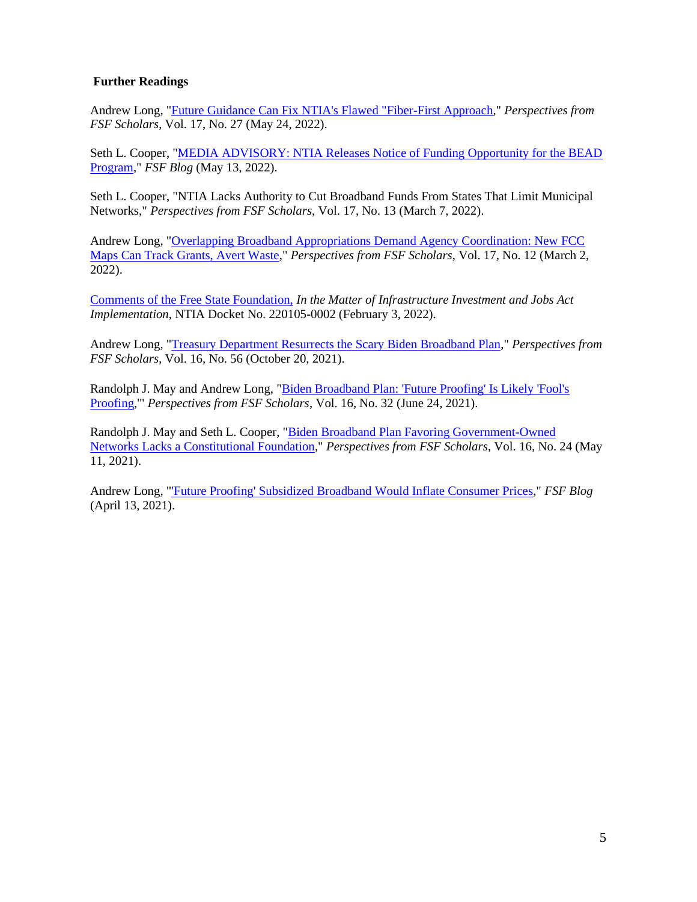**Further Readings**

Andrew Long, "Future Guidance Can Fix NTIA's Flawed "Fiber-First Approach," *Perspectives from FSF Scholars*, Vol. 17, No. 27 (May 24, 2022).

Seth L. Cooper, "MEDIA ADVISORY: NTIA Releases Notice of Funding Opportunity for the BEAD Program," *FSF Blog* (May 13, 2022).

Seth L. Cooper, "NTIA Lacks Authority to Cut Broadband Funds From States That Limit Municipal Networks," *Perspectives from FSF Scholars*, Vol. 17, No. 13 (March 7, 2022).

Andrew Long, "Overlapping Broadband Appropriations Demand Agency Coordination: New FCC Maps Can Track Grants, Avert Waste," *Perspectives from FSF Scholars*, Vol. 17, No. 12 (March 2, 2022).

Comments of the Free State Foundation, *In the Matter of Infrastructure Investment and Jobs Act Implementation*, NTIA Docket No. 220105-0002 (February 3, 2022).

Andrew Long, "Treasury Department Resurrects the Scary Biden Broadband Plan," *Perspectives from FSF Scholars*, Vol. 16, No. 56 (October 20, 2021).

Randolph J. May and Andrew Long, "Biden Broadband Plan: 'Future Proofing' Is Likely 'Fool's Proofing,'" *Perspectives from FSF Scholars*, Vol. 16, No. 32 (June 24, 2021).

Randolph J. May and Seth L. Cooper, "Biden Broadband Plan Favoring Government-Owned Networks Lacks a Constitutional Foundation," *Perspectives from FSF Scholars*, Vol. 16, No. 24 (May 11, 2021).

Andrew Long, "'Future Proofing' Subsidized Broadband Would Inflate Consumer Prices," *FSF Blog* (April 13, 2021).